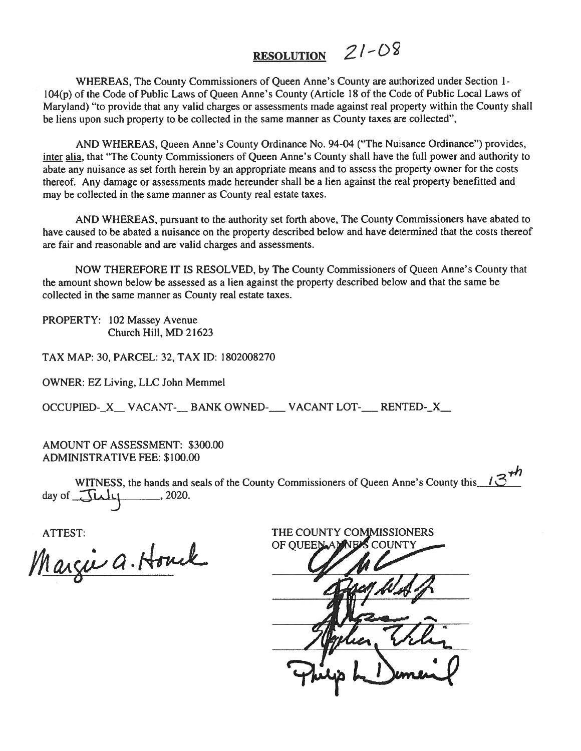# **RESOLUTION** 21-08

WHEREAS, The County Commissioners of Queen Anne's County are authorized under Section 1-104(p) of the Code of Public Laws of Queen Anne's County (Article 18 of the Code of Public Local Laws of Maryland) "to provide that any valid charges or assessments made against real property within the County shall be liens upon such property to be collected in the same manner as County taxes are collected",

AND WHEREAS, Queen Anne's County Ordinance No. 94-04 ("The Nuisance Ordinance") provides, inter alia, that "The County Commissioners of Queen Anne's County shall have the full power and authority to abate any nuisance as set forth herein by an appropriate means and to assess the property owner for the costs thereof. Any damage or assessments made hereunder shall be a lien against the real property benefitted and may be collected in the same manner as County real estate taxes.

AND WHEREAS, pursuant to the authority set forth above, The County Commissioners have abated to have caused to be abated a nuisance on the property described below and have determined that the costs thereof are fair and reasonable and are valid charges and assessments.

NOW THEREFORE IT IS RESOLVED, by The County Commissioners of Queen Anne's County that the amount shown below be assessed as a lien against the property described below and that the same be collected in the same manner as County real estate taxes.

PROPERTY: 102 Massey Avenue
Church Hill, MD 21623

TAX MAP: 30, PARCEL: 32, TAX ID: 1802008270

OWNER: EZ Living, LLC John Memmel

OCCUPIED-_X_ VACANT-__ BANK OWNED-___ VACANT LOT-___ RENTED-_X_

AMOUNT OF ASSESSMENT: $300.00
ADMINISTRATIVE FEE: $100.00

WITNESS, the hands and seals of the County Commissioners of Queen Anne's County this 13th day of July, 2020.

ATTEST:

Margie A. Houck

THE COUNTY COMMISSIONERS
OF QUEEN ANNE'S COUNTY

Philip L. Dumenil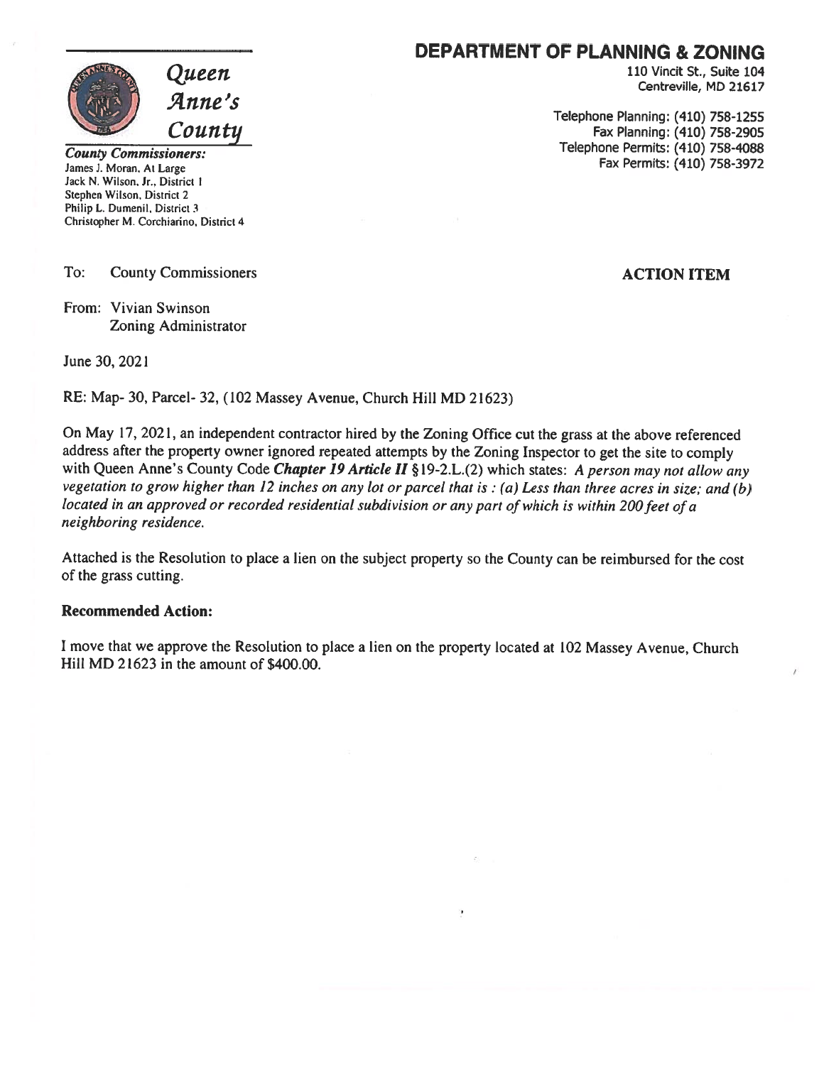# DEPARTMENT OF PLANNING & ZONING

**Queen Anne's County**

110 Vincit St., Suite 104
Centreville, MD 21617

Telephone Planning: (410) 758-1255
Fax Planning: (410) 758-2905
Telephone Permits: (410) 758-4088
Fax Permits: (410) 758-3972

***County Commissioners:***
James J. Moran, At Large
Jack N. Wilson, Jr., District 1
Stephen Wilson, District 2
Philip L. Dumenil, District 3
Christopher M. Corchiarino, District 4

To: County Commissioners

**ACTION ITEM**

From: Vivian Swinson
Zoning Administrator

June 30, 2021

RE: Map- 30, Parcel- 32, (102 Massey Avenue, Church Hill MD 21623)

On May 17, 2021, an independent contractor hired by the Zoning Office cut the grass at the above referenced address after the property owner ignored repeated attempts by the Zoning Inspector to get the site to comply with Queen Anne's County Code ***Chapter 19 Article II*** §19-2.L.(2) which states: *A person may not allow any vegetation to grow higher than 12 inches on any lot or parcel that is : (a) Less than three acres in size; and (b) located in an approved or recorded residential subdivision or any part of which is within 200 feet of a neighboring residence.*

Attached is the Resolution to place a lien on the subject property so the County can be reimbursed for the cost of the grass cutting.

**Recommended Action:**

I move that we approve the Resolution to place a lien on the property located at 102 Massey Avenue, Church Hill MD 21623 in the amount of $400.00.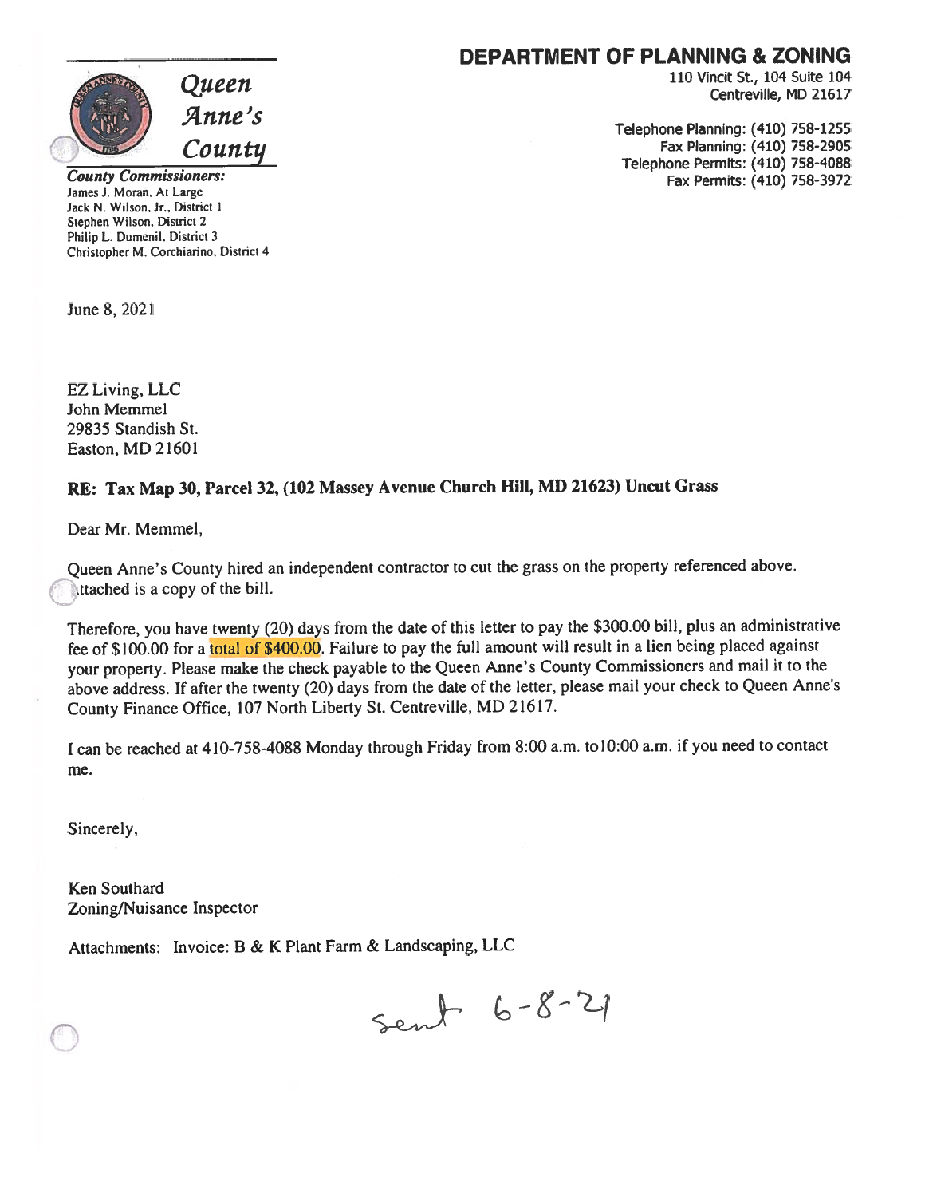## DEPARTMENT OF PLANNING & ZONING

110 Vincit St., 104 Suite 104
Centreville, MD 21617

Telephone Planning: (410) 758-1255
Fax Planning: (410) 758-2905
Telephone Permits: (410) 758-4088
Fax Permits: (410) 758-3972

*Queen Anne's County*

***County Commissioners:***
James J. Moran, At Large
Jack N. Wilson, Jr., District 1
Stephen Wilson, District 2
Philip L. Dumenil, District 3
Christopher M. Corchiarino, District 4

June 8, 2021

EZ Living, LLC
John Memmel
29835 Standish St.
Easton, MD 21601

**RE: Tax Map 30, Parcel 32, (102 Massey Avenue Church Hill, MD 21623) Uncut Grass**

Dear Mr. Memmel,

Queen Anne's County hired an independent contractor to cut the grass on the property referenced above. Attached is a copy of the bill.

Therefore, you have twenty (20) days from the date of this letter to pay the $300.00 bill, plus an administrative fee of $100.00 for a total of $400.00. Failure to pay the full amount will result in a lien being placed against your property. Please make the check payable to the Queen Anne's County Commissioners and mail it to the above address. If after the twenty (20) days from the date of the letter, please mail your check to Queen Anne's County Finance Office, 107 North Liberty St. Centreville, MD 21617.

I can be reached at 410-758-4088 Monday through Friday from 8:00 a.m. to10:00 a.m. if you need to contact me.

Sincerely,

Ken Southard
Zoning/Nuisance Inspector

Attachments: Invoice: B & K Plant Farm & Landscaping, LLC

sent 6-8-21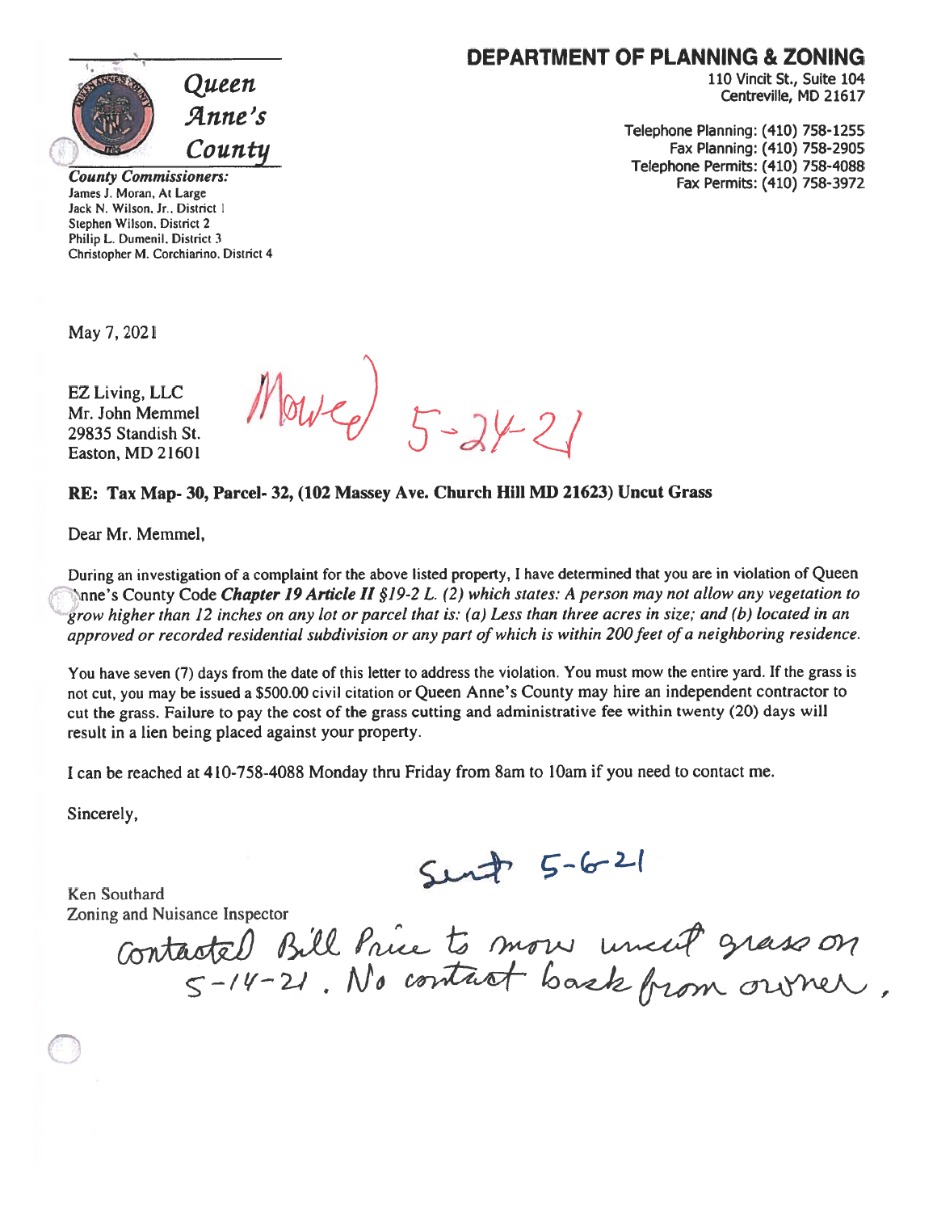**Queen Anne's County**

**DEPARTMENT OF PLANNING & ZONING**
110 Vincit St., Suite 104
Centreville, MD 21617

Telephone Planning: (410) 758-1255
Fax Planning: (410) 758-2905
Telephone Permits: (410) 758-4088
Fax Permits: (410) 758-3972

***County Commissioners:***
James J. Moran, At Large
Jack N. Wilson, Jr., District 1
Stephen Wilson, District 2
Philip L. Dumenil, District 3
Christopher M. Corchiarino, District 4

May 7, 2021

EZ Living, LLC
Mr. John Memmel
29835 Standish St.
Easton, MD 21601

Mowed 5-24-21

**RE: Tax Map- 30, Parcel- 32, (102 Massey Ave. Church Hill MD 21623) Uncut Grass**

Dear Mr. Memmel,

During an investigation of a complaint for the above listed property, I have determined that you are in violation of Queen Anne's County Code ***Chapter 19 Article II*** *§19-2 L. (2) which states: A person may not allow any vegetation to grow higher than 12 inches on any lot or parcel that is: (a) Less than three acres in size; and (b) located in an approved or recorded residential subdivision or any part of which is within 200 feet of a neighboring residence.*

You have seven (7) days from the date of this letter to address the violation. You must mow the entire yard. If the grass is not cut, you may be issued a $500.00 civil citation or Queen Anne's County may hire an independent contractor to cut the grass. Failure to pay the cost of the grass cutting and administrative fee within twenty (20) days will result in a lien being placed against your property.

I can be reached at 410-758-4088 Monday thru Friday from 8am to 10am if you need to contact me.

Sincerely,

Sent 5-6-21

Ken Southard
Zoning and Nuisance Inspector

Contacted Bill Price to mow uncut grass on 5-14-21. No contact back from owner.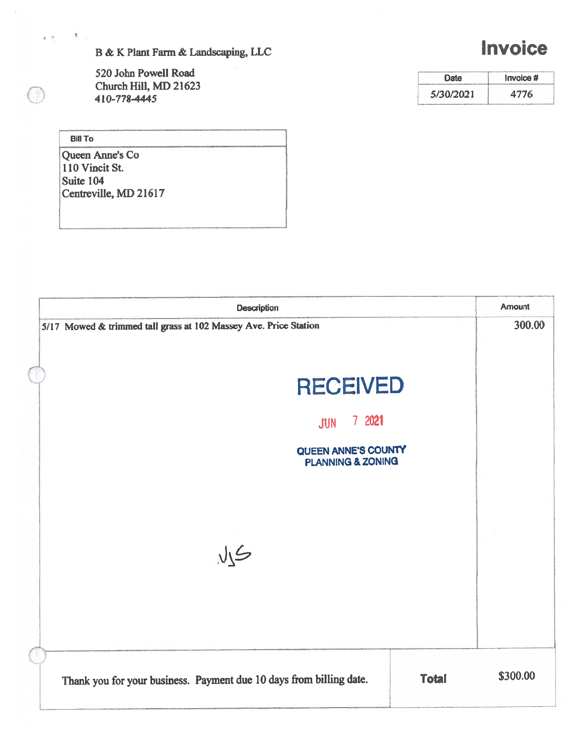B & K Plant Farm & Landscaping, LLC

520 John Powell Road
Church Hill, MD 21623
410-778-4445

# Invoice

| Date | Invoice # |
| --- | --- |
| 5/30/2021 | 4776 |

| Bill To |
| --- |
| Queen Anne's Co<br>110 Vincit St.<br>Suite 104<br>Centreville, MD 21617 |

| Description | Amount |
| --- | --- |
| 5/17 Mowed & trimmed tall grass at 102 Massey Ave. Price Station | 300.00 |

RECEIVED

JUN 7 2021

QUEEN ANNE'S COUNTY
PLANNING & ZONING

NJS

| Thank you for your business. Payment due 10 days from billing date. | **Total** | $300.00 |
| --- | --- | --- |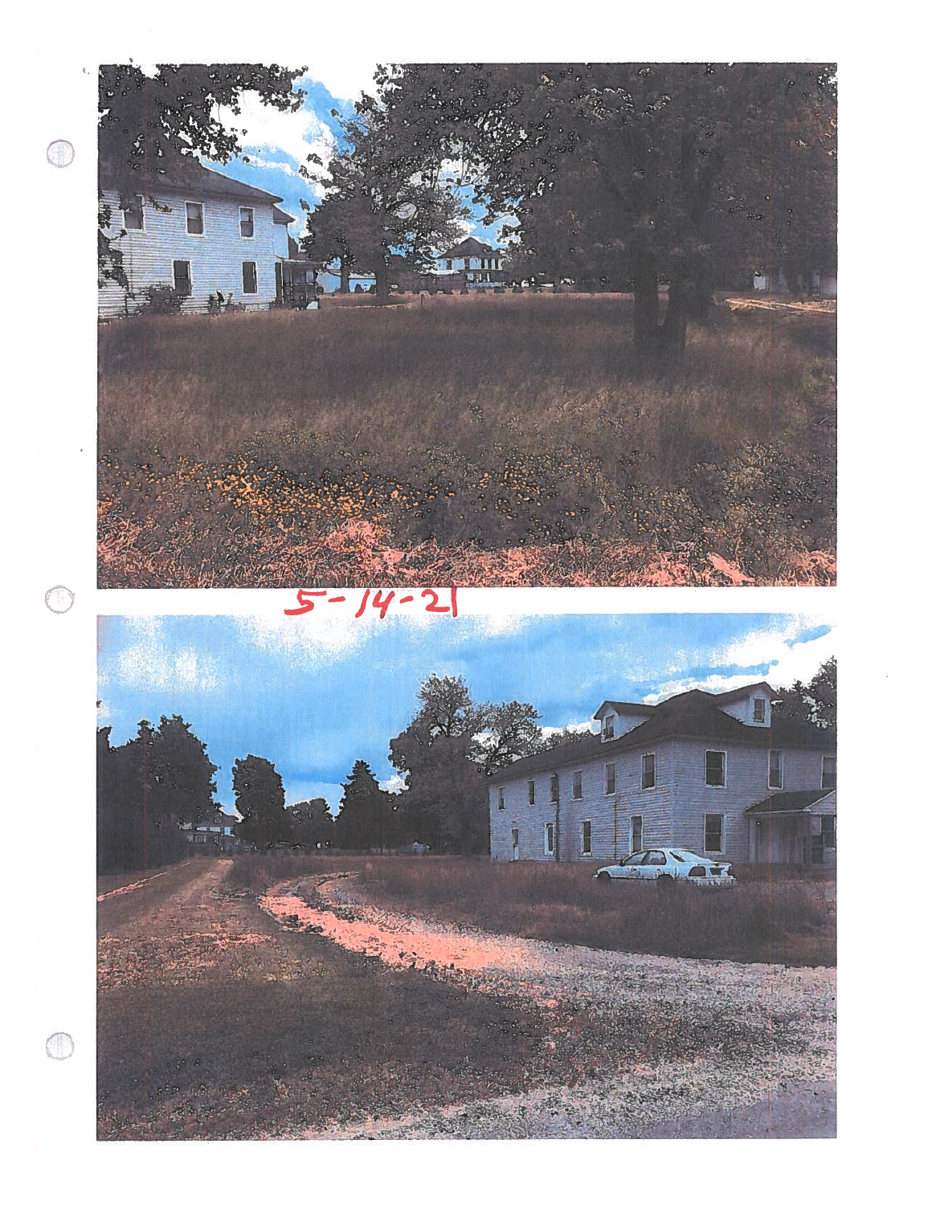5-14-21